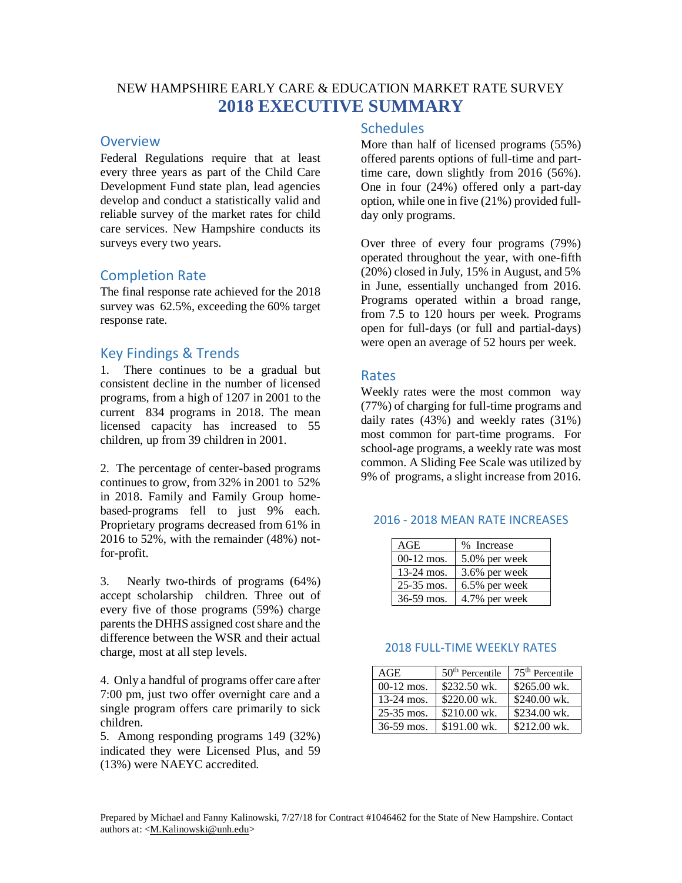NEW HAMPSHIRE EARLY CARE & EDUCATION MARKET RATE SURVEY

# 2018 EXECUTIVE SUMMARY

## Overview

Federal Regulations require that at least every three years as part of the Child Care Development Fund state plan, lead agencies develop and conduct a statistically valid and reliable survey of the market rates for child care services. New Hampshire conducts its surveys every two years.

## Completion Rate

The final response rate achieved for the 2018 survey was 62.5%, exceeding the 60% target response rate.

## Key Findings & Trends

1. There continues to be a gradual but consistent decline in the number of licensed programs, from a high of 1207 in 2001 to the current 834 programs in 2018. The mean licensed capacity has increased to 55 children, up from 39 children in 2001.

2. The percentage of center-based programs continues to grow, from 32% in 2001 to 52% in 2018. Family and Family Group home-based-programs fell to just 9% each. Proprietary programs decreased from 61% in 2016 to 52%, with the remainder (48%) not-for-profit.

3. Nearly two-thirds of programs (64%) accept scholarship children. Three out of every five of those programs (59%) charge parents the DHHS assigned cost share and the difference between the WSR and their actual charge, most at all step levels.

4. Only a handful of programs offer care after 7:00 pm, just two offer overnight care and a single program offers care primarily to sick children.

5. Among responding programs 149 (32%) indicated they were Licensed Plus, and 59 (13%) were NAEYC accredited.

## Schedules

More than half of licensed programs (55%) offered parents options of full-time and part-time care, down slightly from 2016 (56%). One in four (24%) offered only a part-day option, while one in five (21%) provided full-day only programs.

Over three of every four programs (79%) operated throughout the year, with one-fifth (20%) closed in July, 15% in August, and 5% in June, essentially unchanged from 2016. Programs operated within a broad range, from 7.5 to 120 hours per week. Programs open for full-days (or full and partial-days) were open an average of 52 hours per week.

## Rates

Weekly rates were the most common way (77%) of charging for full-time programs and daily rates (43%) and weekly rates (31%) most common for part-time programs. For school-age programs, a weekly rate was most common. A Sliding Fee Scale was utilized by 9% of programs, a slight increase from 2016.

### 2016 - 2018 MEAN RATE INCREASES

| AGE | % Increase |
|---|---|
| 00-12 mos. | 5.0% per week |
| 13-24 mos. | 3.6% per week |
| 25-35 mos. | 6.5% per week |
| 36-59 mos. | 4.7% per week |

### 2018 FULL-TIME WEEKLY RATES

| AGE | 50th Percentile | 75th Percentile |
|---|---|---|
| 00-12 mos. | $232.50 wk. | $265.00 wk. |
| 13-24 mos. | $220.00 wk. | $240.00 wk. |
| 25-35 mos. | $210.00 wk. | $234.00 wk. |
| 36-59 mos. | $191.00 wk. | $212.00 wk. |

Prepared by Michael and Fanny Kalinowski, 7/27/18 for Contract #1046462 for the State of New Hampshire. Contact authors at: <M.Kalinowski@unh.edu>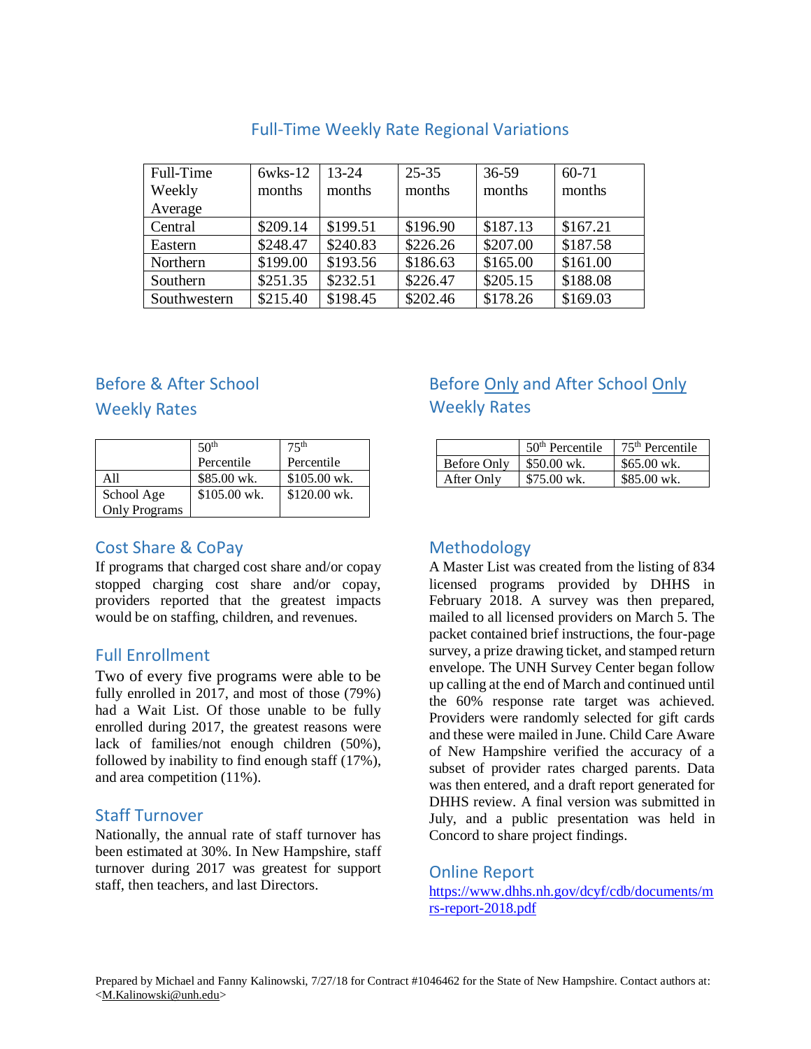## Full-Time Weekly Rate Regional Variations

| Full-Time Weekly Average | 6wks-12 months | 13-24 months | 25-35 months | 36-59 months | 60-71 months |
|---|---|---|---|---|---|
| Central | $209.14 | $199.51 | $196.90 | $187.13 | $167.21 |
| Eastern | $248.47 | $240.83 | $226.26 | $207.00 | $187.58 |
| Northern | $199.00 | $193.56 | $186.63 | $165.00 | $161.00 |
| Southern | $251.35 | $232.51 | $226.47 | $205.15 | $188.08 |
| Southwestern | $215.40 | $198.45 | $202.46 | $178.26 | $169.03 |

## Before & After School Weekly Rates

| | 50th Percentile | 75th Percentile |
|---|---|---|
| All | $85.00 wk. | $105.00 wk. |
| School Age Only Programs | $105.00 wk. | $120.00 wk. |

## Cost Share & CoPay

If programs that charged cost share and/or copay stopped charging cost share and/or copay, providers reported that the greatest impacts would be on staffing, children, and revenues.

## Full Enrollment

Two of every five programs were able to be fully enrolled in 2017, and most of those (79%) had a Wait List. Of those unable to be fully enrolled during 2017, the greatest reasons were lack of families/not enough children (50%), followed by inability to find enough staff (17%), and area competition (11%).

## Staff Turnover

Nationally, the annual rate of staff turnover has been estimated at 30%. In New Hampshire, staff turnover during 2017 was greatest for support staff, then teachers, and last Directors.

## Before Only and After School Only Weekly Rates

| | 50th Percentile | 75th Percentile |
|---|---|---|
| Before Only | $50.00 wk. | $65.00 wk. |
| After Only | $75.00 wk. | $85.00 wk. |

## Methodology

A Master List was created from the listing of 834 licensed programs provided by DHHS in February 2018. A survey was then prepared, mailed to all licensed providers on March 5. The packet contained brief instructions, the four-page survey, a prize drawing ticket, and stamped return envelope. The UNH Survey Center began follow up calling at the end of March and continued until the 60% response rate target was achieved. Providers were randomly selected for gift cards and these were mailed in June. Child Care Aware of New Hampshire verified the accuracy of a subset of provider rates charged parents. Data was then entered, and a draft report generated for DHHS review. A final version was submitted in July, and a public presentation was held in Concord to share project findings.

## Online Report

https://www.dhhs.nh.gov/dcyf/cdb/documents/mrs-report-2018.pdf

Prepared by Michael and Fanny Kalinowski, 7/27/18 for Contract #1046462 for the State of New Hampshire. Contact authors at: <M.Kalinowski@unh.edu>